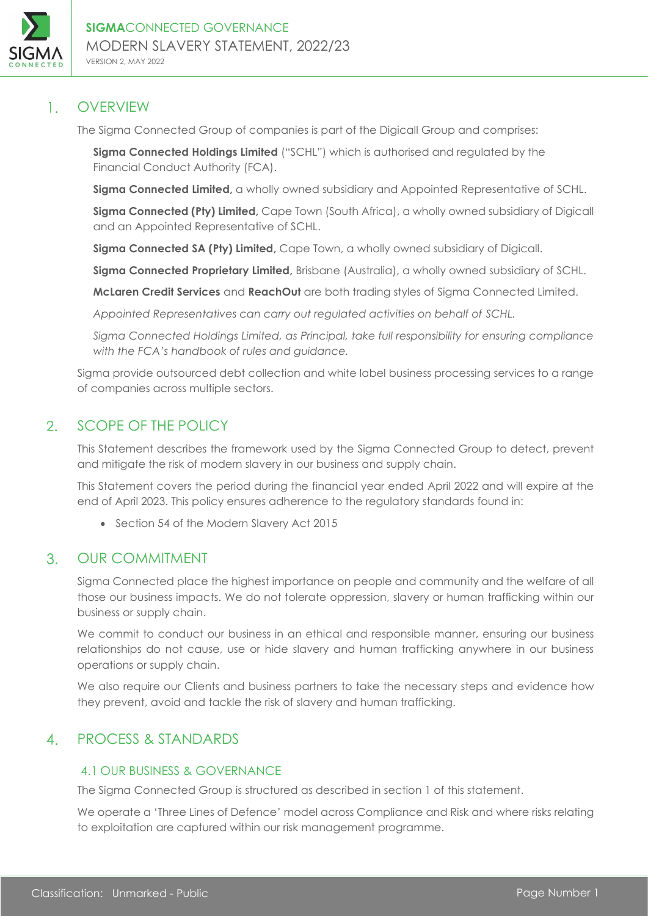**SIGMA**CONNECTED GOVERNANCE

# MODERN SLAVERY STATEMENT, 2022/23

VERSION 2, MAY 2022

## 1. OVERVIEW

The Sigma Connected Group of companies is part of the Digicall Group and comprises:

**Sigma Connected Holdings Limited** ("SCHL") which is authorised and regulated by the Financial Conduct Authority (FCA).

**Sigma Connected Limited,** a wholly owned subsidiary and Appointed Representative of SCHL.

**Sigma Connected (Pty) Limited,** Cape Town (South Africa), a wholly owned subsidiary of Digicall and an Appointed Representative of SCHL.

**Sigma Connected SA (Pty) Limited,** Cape Town, a wholly owned subsidiary of Digicall.

**Sigma Connected Proprietary Limited,** Brisbane (Australia), a wholly owned subsidiary of SCHL.

**McLaren Credit Services** and **ReachOut** are both trading styles of Sigma Connected Limited.

*Appointed Representatives can carry out regulated activities on behalf of SCHL.*

*Sigma Connected Holdings Limited, as Principal, take full responsibility for ensuring compliance with the FCA's handbook of rules and guidance.*

Sigma provide outsourced debt collection and white label business processing services to a range of companies across multiple sectors.

## 2. SCOPE OF THE POLICY

This Statement describes the framework used by the Sigma Connected Group to detect, prevent and mitigate the risk of modern slavery in our business and supply chain.

This Statement covers the period during the financial year ended April 2022 and will expire at the end of April 2023. This policy ensures adherence to the regulatory standards found in:

- Section 54 of the Modern Slavery Act 2015

## 3. OUR COMMITMENT

Sigma Connected place the highest importance on people and community and the welfare of all those our business impacts. We do not tolerate oppression, slavery or human trafficking within our business or supply chain.

We commit to conduct our business in an ethical and responsible manner, ensuring our business relationships do not cause, use or hide slavery and human trafficking anywhere in our business operations or supply chain.

We also require our Clients and business partners to take the necessary steps and evidence how they prevent, avoid and tackle the risk of slavery and human trafficking.

## 4. PROCESS & STANDARDS

### 4.1 OUR BUSINESS & GOVERNANCE

The Sigma Connected Group is structured as described in section 1 of this statement.

We operate a 'Three Lines of Defence' model across Compliance and Risk and where risks relating to exploitation are captured within our risk management programme.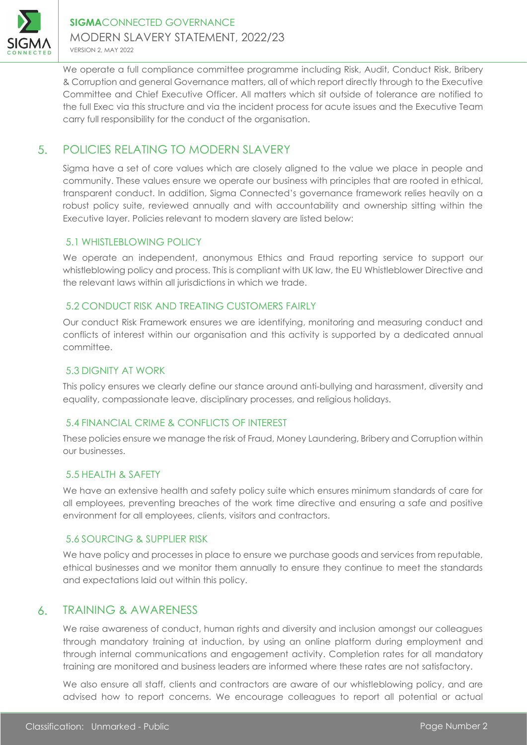We operate a full compliance committee programme including Risk, Audit, Conduct Risk, Bribery & Corruption and general Governance matters, all of which report directly through to the Executive Committee and Chief Executive Officer. All matters which sit outside of tolerance are notified to the full Exec via this structure and via the incident process for acute issues and the Executive Team carry full responsibility for the conduct of the organisation.

## 5. POLICIES RELATING TO MODERN SLAVERY

Sigma have a set of core values which are closely aligned to the value we place in people and community. These values ensure we operate our business with principles that are rooted in ethical, transparent conduct. In addition, Sigma Connected's governance framework relies heavily on a robust policy suite, reviewed annually and with accountability and ownership sitting within the Executive layer. Policies relevant to modern slavery are listed below:

### 5.1 WHISTLEBLOWING POLICY

We operate an independent, anonymous Ethics and Fraud reporting service to support our whistleblowing policy and process. This is compliant with UK law, the EU Whistleblower Directive and the relevant laws within all jurisdictions in which we trade.

### 5.2 CONDUCT RISK AND TREATING CUSTOMERS FAIRLY

Our conduct Risk Framework ensures we are identifying, monitoring and measuring conduct and conflicts of interest within our organisation and this activity is supported by a dedicated annual committee.

### 5.3 DIGNITY AT WORK

This policy ensures we clearly define our stance around anti-bullying and harassment, diversity and equality, compassionate leave, disciplinary processes, and religious holidays.

### 5.4 FINANCIAL CRIME & CONFLICTS OF INTEREST

These policies ensure we manage the risk of Fraud, Money Laundering, Bribery and Corruption within our businesses.

### 5.5 HEALTH & SAFETY

We have an extensive health and safety policy suite which ensures minimum standards of care for all employees, preventing breaches of the work time directive and ensuring a safe and positive environment for all employees, clients, visitors and contractors.

### 5.6 SOURCING & SUPPLIER RISK

We have policy and processes in place to ensure we purchase goods and services from reputable, ethical businesses and we monitor them annually to ensure they continue to meet the standards and expectations laid out within this policy.

## 6. TRAINING & AWARENESS

We raise awareness of conduct, human rights and diversity and inclusion amongst our colleagues through mandatory training at induction, by using an online platform during employment and through internal communications and engagement activity. Completion rates for all mandatory training are monitored and business leaders are informed where these rates are not satisfactory.

We also ensure all staff, clients and contractors are aware of our whistleblowing policy, and are advised how to report concerns. We encourage colleagues to report all potential or actual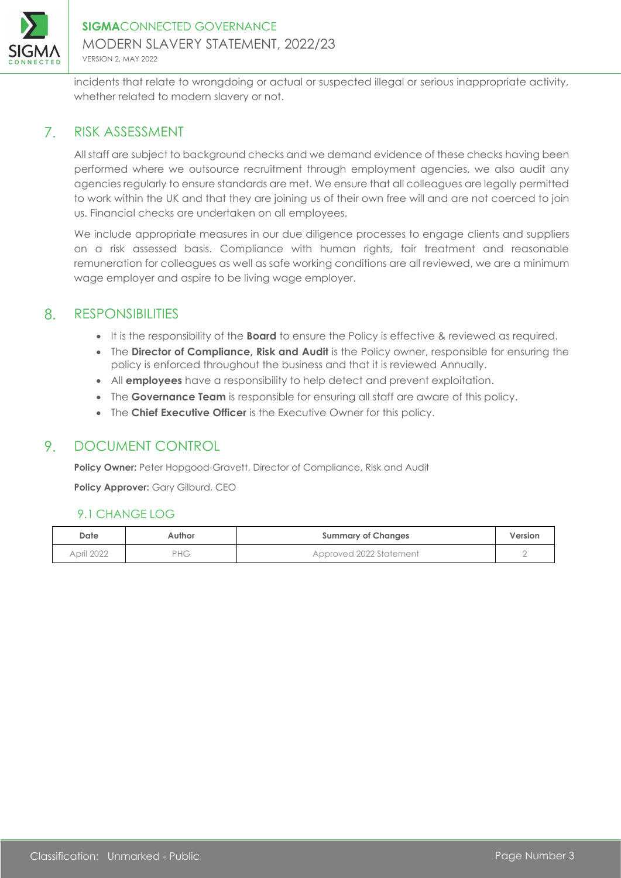incidents that relate to wrongdoing or actual or suspected illegal or serious inappropriate activity, whether related to modern slavery or not.

## 7. RISK ASSESSMENT

All staff are subject to background checks and we demand evidence of these checks having been performed where we outsource recruitment through employment agencies, we also audit any agencies regularly to ensure standards are met. We ensure that all colleagues are legally permitted to work within the UK and that they are joining us of their own free will and are not coerced to join us. Financial checks are undertaken on all employees.

We include appropriate measures in our due diligence processes to engage clients and suppliers on a risk assessed basis. Compliance with human rights, fair treatment and reasonable remuneration for colleagues as well as safe working conditions are all reviewed, we are a minimum wage employer and aspire to be living wage employer.

## 8. RESPONSIBILITIES

- It is the responsibility of the **Board** to ensure the Policy is effective & reviewed as required.
- The **Director of Compliance, Risk and Audit** is the Policy owner, responsible for ensuring the policy is enforced throughout the business and that it is reviewed Annually.
- All **employees** have a responsibility to help detect and prevent exploitation.
- The **Governance Team** is responsible for ensuring all staff are aware of this policy.
- The **Chief Executive Officer** is the Executive Owner for this policy.

## 9. DOCUMENT CONTROL

**Policy Owner:** Peter Hopgood-Gravett, Director of Compliance, Risk and Audit

**Policy Approver:** Gary Gilburd, CEO

### 9.1 CHANGE LOG

| Date | Author | Summary of Changes | Version |
|---|---|---|---|
| April 2022 | PHG | Approved 2022 Statement | 2 |